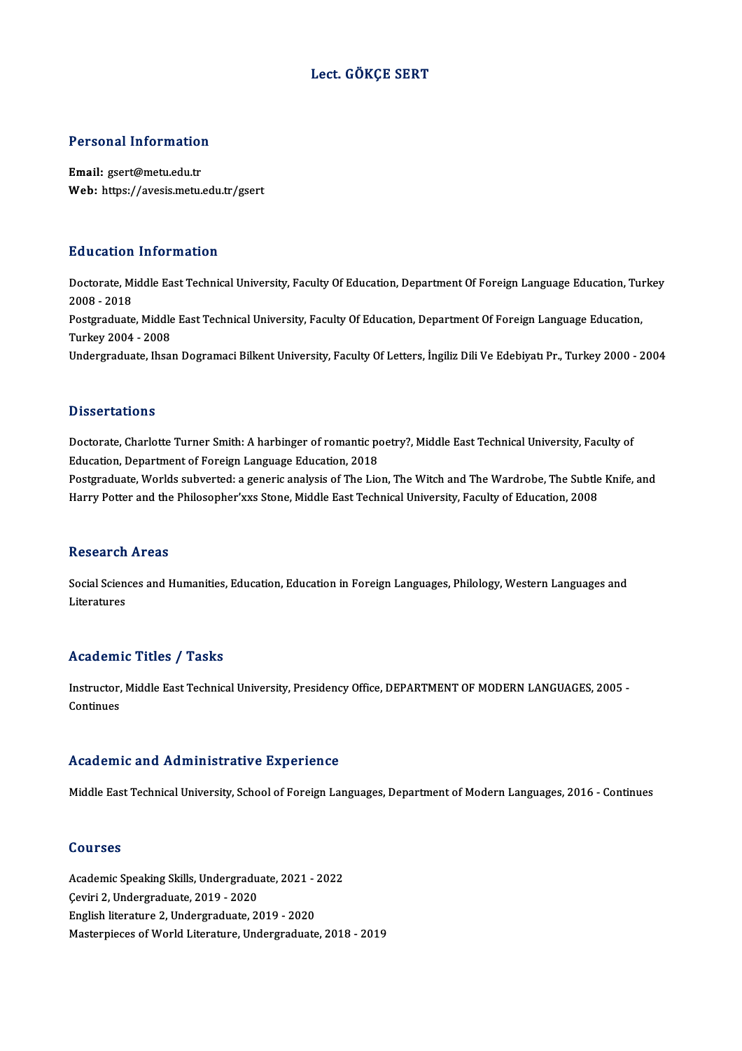# Lect. GÖKÇE SERT

## Personal Information

**Email:** gsert@metu.edu.tr
**Web:** https://avesis.metu.edu.tr/gsert

## Education Information

Doctorate, Middle East Technical University, Faculty Of Education, Department Of Foreign Language Education, Turkey 2008 - 2018
Postgraduate, Middle East Technical University, Faculty Of Education, Department Of Foreign Language Education, Turkey 2004 - 2008
Undergraduate, Ihsan Dogramaci Bilkent University, Faculty Of Letters, İngiliz Dili Ve Edebiyatı Pr., Turkey 2000 - 2004

## Dissertations

Doctorate, Charlotte Turner Smith: A harbinger of romantic poetry?, Middle East Technical University, Faculty of Education, Department of Foreign Language Education, 2018
Postgraduate, Worlds subverted: a generic analysis of The Lion, The Witch and The Wardrobe, The Subtle Knife, and Harry Potter and the Philosopher'xxs Stone, Middle East Technical University, Faculty of Education, 2008

## Research Areas

Social Sciences and Humanities, Education, Education in Foreign Languages, Philology, Western Languages and Literatures

## Academic Titles / Tasks

Instructor, Middle East Technical University, Presidency Office, DEPARTMENT OF MODERN LANGUAGES, 2005 - Continues

## Academic and Administrative Experience

Middle East Technical University, School of Foreign Languages, Department of Modern Languages, 2016 - Continues

## Courses

Academic Speaking Skills, Undergraduate, 2021 - 2022
Çeviri 2, Undergraduate, 2019 - 2020
English literature 2, Undergraduate, 2019 - 2020
Masterpieces of World Literature, Undergraduate, 2018 - 2019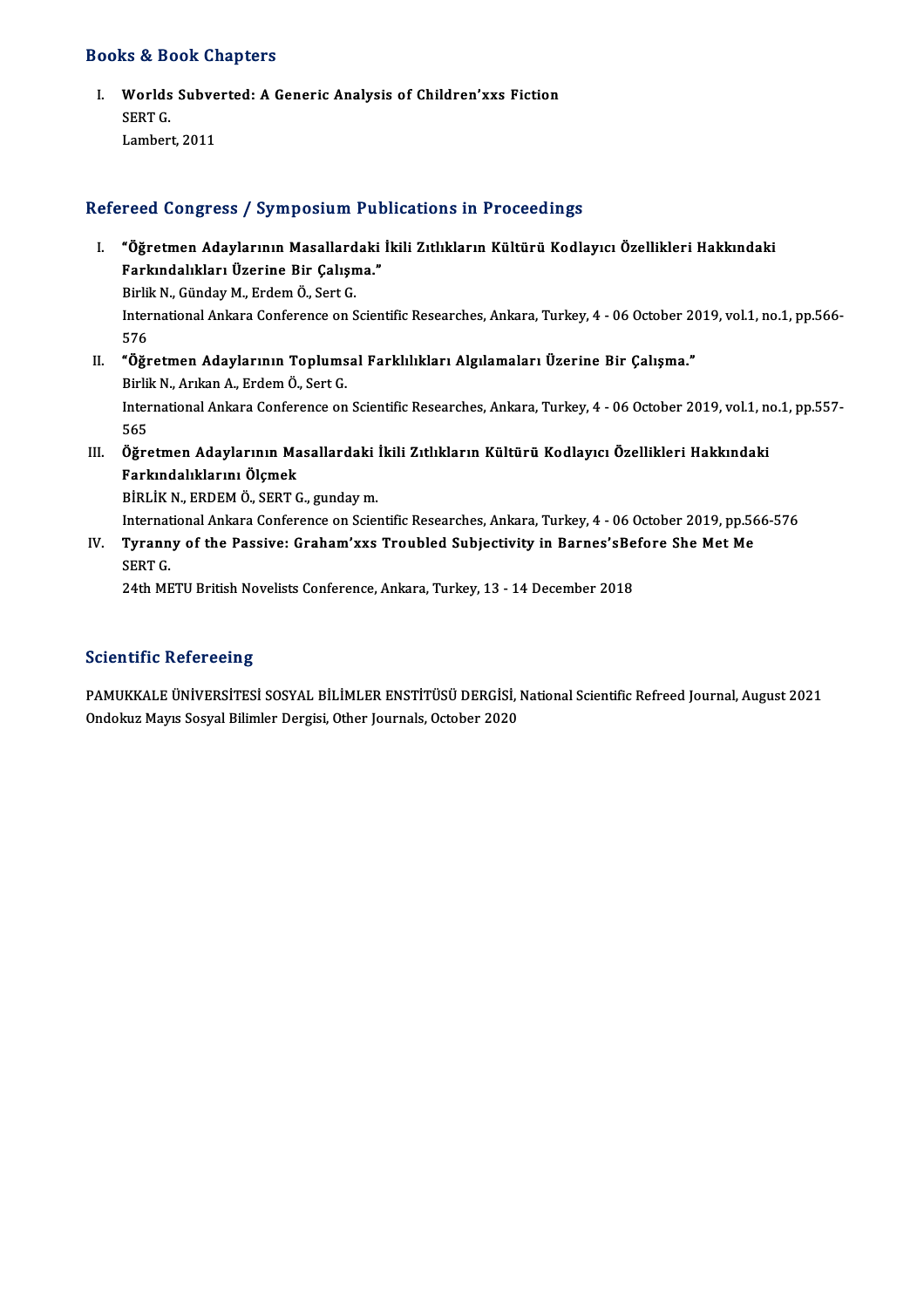## Books & Book Chapters

I. **Worlds Subverted: A Generic Analysis of Children’xxs Fiction**
   SERT G.
   Lambert, 2011

## Refereed Congress / Symposium Publications in Proceedings

I. **“Öğretmen Adaylarının Masallardaki İkili Zıtlıkların Kültürü Kodlayıcı Özellikleri Hakkındaki Farkındalıkları Üzerine Bir Çalışma.”**
   Birlik N., Günday M., Erdem Ö., Sert G.
   International Ankara Conference on Scientific Researches, Ankara, Turkey, 4 - 06 October 2019, vol.1, no.1, pp.566-576

II. **“Öğretmen Adaylarının Toplumsal Farklılıkları Algılamaları Üzerine Bir Çalışma.”**
   Birlik N., Arıkan A., Erdem Ö., Sert G.
   International Ankara Conference on Scientific Researches, Ankara, Turkey, 4 - 06 October 2019, vol.1, no.1, pp.557-565

III. **Öğretmen Adaylarının Masallardaki İkili Zıtlıkların Kültürü Kodlayıcı Özellikleri Hakkındaki Farkındalıklarını Ölçmek**
   BİRLİK N., ERDEM Ö., SERT G., gunday m.
   International Ankara Conference on Scientific Researches, Ankara, Turkey, 4 - 06 October 2019, pp.566-576

IV. **Tyranny of the Passive: Graham’xxs Troubled Subjectivity in Barnes’sBefore She Met Me**
   SERT G.
   24th METU British Novelists Conference, Ankara, Turkey, 13 - 14 December 2018

## Scientific Refereeing

PAMUKKALE ÜNİVERSİTESİ SOSYAL BİLİMLER ENSTİTÜSÜ DERGİSİ, National Scientific Refreed Journal, August 2021
Ondokuz Mayıs Sosyal Bilimler Dergisi, Other Journals, October 2020